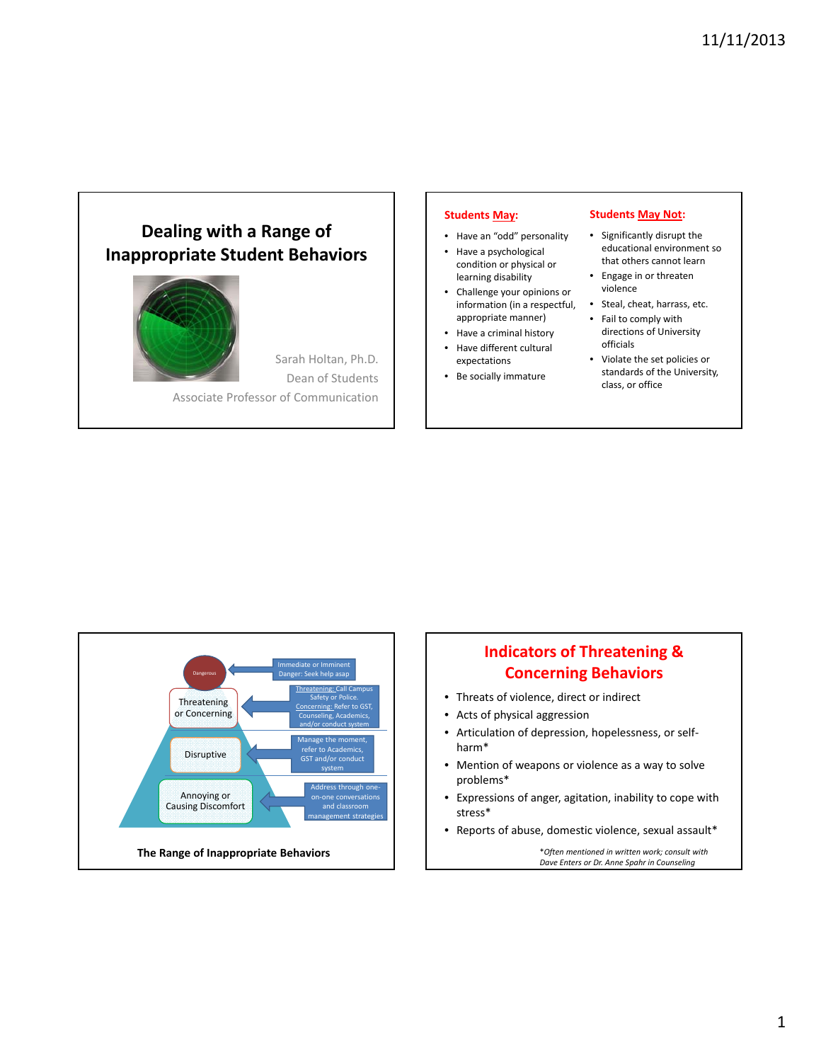# Dealing with a Range of Inappropriate Student Behaviors

Sarah Holtan, Ph.D.
Dean of Students
Associate Professor of Communication

---

**Students May:**

- Have an "odd" personality
- Have a psychological condition or physical or learning disability
- Challenge your opinions or information (in a respectful, appropriate manner)
- Have a criminal history
- Have different cultural expectations
- Be socially immature

**Students May Not:**

- Significantly disrupt the educational environment so that others cannot learn
- Engage in or threaten violence
- Steal, cheat, harrass, etc.
- Fail to comply with directions of University officials
- Violate the set policies or standards of the University, class, or office

---

- Dangerous ← Immediate or Imminent Danger: Seek help asap
- Threatening or Concerning ← Threatening: Call Campus Safety or Police. Concerning: Refer to GST, Counseling, Academics, and/or conduct system
- Disruptive ← Manage the moment, refer to Academics, GST and/or conduct system
- Annoying or Causing Discomfort ← Address through one-on-one conversations and classroom management strategies

**The Range of Inappropriate Behaviors**

---

## Indicators of Threatening & Concerning Behaviors

- Threats of violence, direct or indirect
- Acts of physical aggression
- Articulation of depression, hopelessness, or self-harm*
- Mention of weapons or violence as a way to solve problems*
- Expressions of anger, agitation, inability to cope with stress*
- Reports of abuse, domestic violence, sexual assault*

*\*Often mentioned in written work; consult with Dave Enters or Dr. Anne Spahr in Counseling*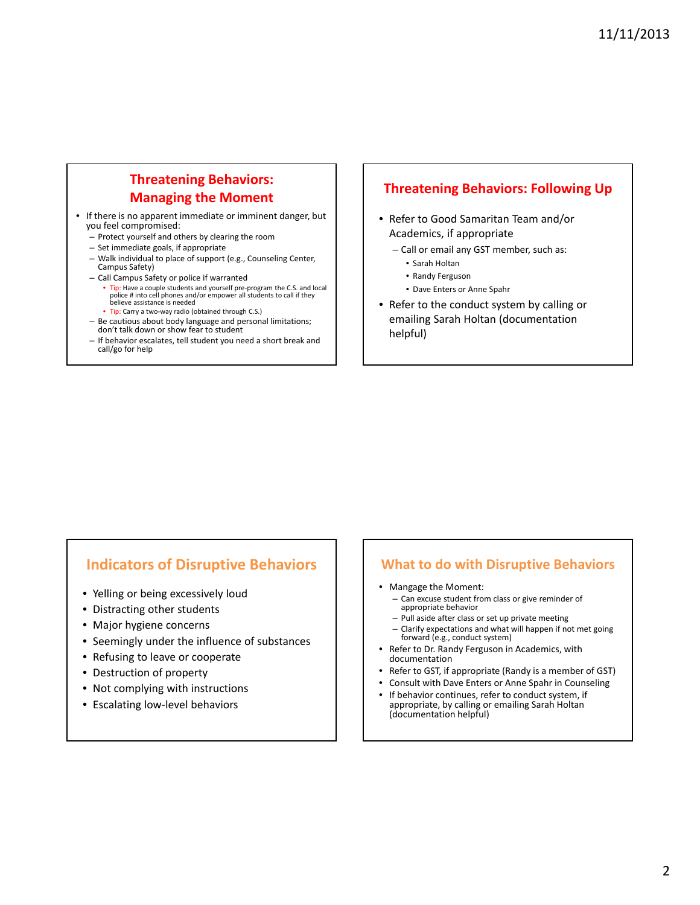## Threatening Behaviors: Managing the Moment

- If there is no apparent immediate or imminent danger, but you feel compromised:
  - Protect yourself and others by clearing the room
  - Set immediate goals, if appropriate
  - Walk individual to place of support (e.g., Counseling Center, Campus Safety)
  - Call Campus Safety or police if warranted
    - Tip: Have a couple students and yourself pre-program the C.S. and local police # into cell phones and/or empower all students to call if they believe assistance is needed
    - Tip: Carry a two-way radio (obtained through C.S.)
  - Be cautious about body language and personal limitations; don't talk down or show fear to student
  - If behavior escalates, tell student you need a short break and call/go for help

## Threatening Behaviors: Following Up

- Refer to Good Samaritan Team and/or Academics, if appropriate
  - Call or email any GST member, such as:
    - Sarah Holtan
    - Randy Ferguson
    - Dave Enters or Anne Spahr
- Refer to the conduct system by calling or emailing Sarah Holtan (documentation helpful)

## Indicators of Disruptive Behaviors

- Yelling or being excessively loud
- Distracting other students
- Major hygiene concerns
- Seemingly under the influence of substances
- Refusing to leave or cooperate
- Destruction of property
- Not complying with instructions
- Escalating low-level behaviors

## What to do with Disruptive Behaviors

- Mangage the Moment:
  - Can excuse student from class or give reminder of appropriate behavior
  - Pull aside after class or set up private meeting
  - Clarify expectations and what will happen if not met going forward (e.g., conduct system)
- Refer to Dr. Randy Ferguson in Academics, with documentation
- Refer to GST, if appropriate (Randy is a member of GST)
- Consult with Dave Enters or Anne Spahr in Counseling
- If behavior continues, refer to conduct system, if appropriate, by calling or emailing Sarah Holtan (documentation helpful)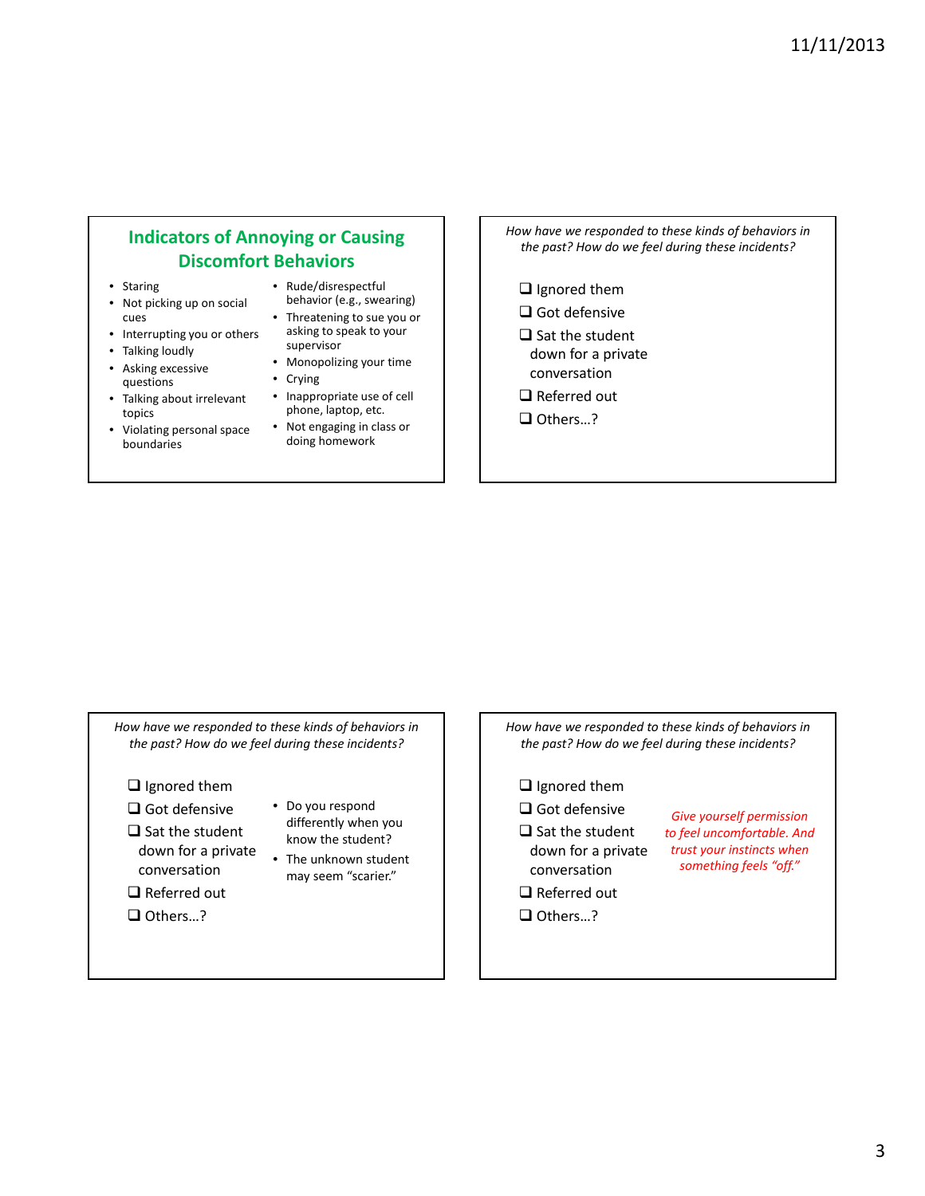## Indicators of Annoying or Causing Discomfort Behaviors

- Staring
- Not picking up on social cues
- Interrupting you or others
- Talking loudly
- Asking excessive questions
- Talking about irrelevant topics
- Violating personal space boundaries
- Rude/disrespectful behavior (e.g., swearing)
- Threatening to sue you or asking to speak to your supervisor
- Monopolizing your time
- Crying
- Inappropriate use of cell phone, laptop, etc.
- Not engaging in class or doing homework

---

*How have we responded to these kinds of behaviors in the past? How do we feel during these incidents?*

- ❑ Ignored them
- ❑ Got defensive
- ❑ Sat the student down for a private conversation
- ❑ Referred out
- ❑ Others…?

---

*How have we responded to these kinds of behaviors in the past? How do we feel during these incidents?*

- ❑ Ignored them
- ❑ Got defensive
- ❑ Sat the student down for a private conversation
- ❑ Referred out
- ❑ Others…?

- Do you respond differently when you know the student?
- The unknown student may seem "scarier."

---

*How have we responded to these kinds of behaviors in the past? How do we feel during these incidents?*

- ❑ Ignored them
- ❑ Got defensive
- ❑ Sat the student down for a private conversation
- ❑ Referred out
- ❑ Others…?

*Give yourself permission to feel uncomfortable. And trust your instincts when something feels "off."*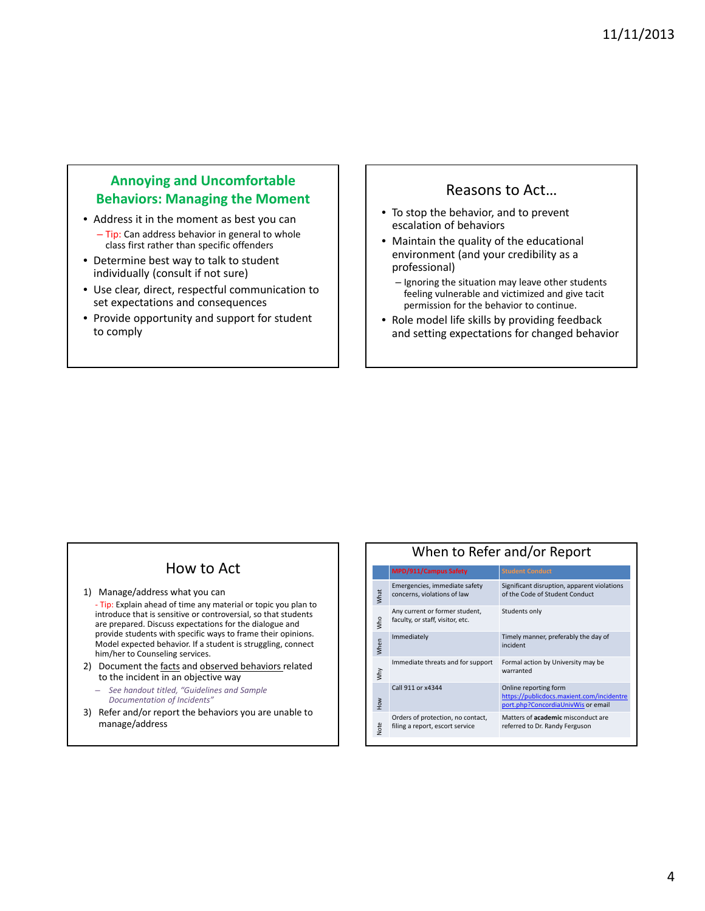## Annoying and Uncomfortable Behaviors: Managing the Moment

- Address it in the moment as best you can
  - Tip: Can address behavior in general to whole class first rather than specific offenders
- Determine best way to talk to student individually (consult if not sure)
- Use clear, direct, respectful communication to set expectations and consequences
- Provide opportunity and support for student to comply

## Reasons to Act…

- To stop the behavior, and to prevent escalation of behaviors
- Maintain the quality of the educational environment (and your credibility as a professional)
  - Ignoring the situation may leave other students feeling vulnerable and victimized and give tacit permission for the behavior to continue.
- Role model life skills by providing feedback and setting expectations for changed behavior

## How to Act

1) Manage/address what you can
   - Tip: Explain ahead of time any material or topic you plan to introduce that is sensitive or controversial, so that students are prepared. Discuss expectations for the dialogue and provide students with specific ways to frame their opinions. Model expected behavior. If a student is struggling, connect him/her to Counseling services.
2) Document the facts and observed behaviors related to the incident in an objective way
   - *See handout titled, "Guidelines and Sample Documentation of Incidents"*
3) Refer and/or report the behaviors you are unable to manage/address

## When to Refer and/or Report

| | MPD/911/Campus Safety | Student Conduct |
|---|---|---|
| What | Emergencies, immediate safety concerns, violations of law | Significant disruption, apparent violations of the Code of Student Conduct |
| Who | Any current or former student, faculty, or staff, visitor, etc. | Students only |
| When | Immediately | Timely manner, preferably the day of incident |
| Why | Immediate threats and for support | Formal action by University may be warranted |
| How | Call 911 or x4344 | Online reporting form https://publicdocs.maxient.com/incidentreport.php?ConcordiaUnivWis or email |
| Note | Orders of protection, no contact, filing a report, escort service | Matters of **academic** misconduct are referred to Dr. Randy Ferguson |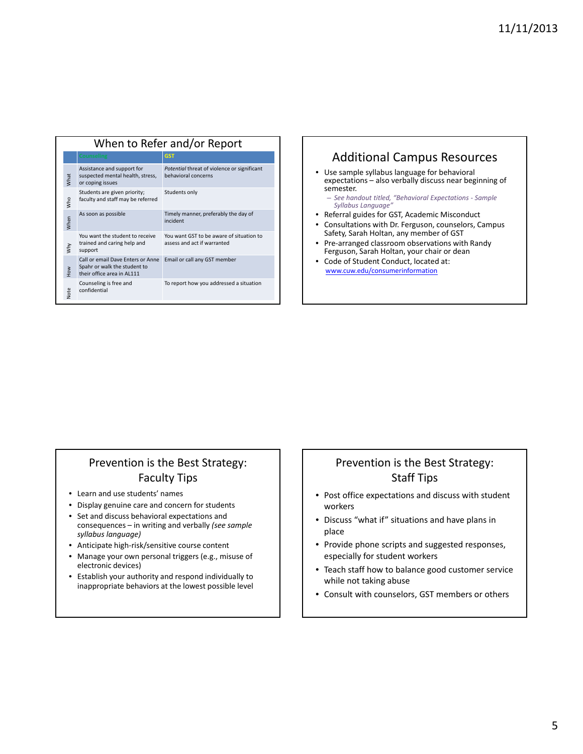## When to Refer and/or Report

| | Counseling | GST |
|---|---|---|
| What | Assistance and support for suspected mental health, stress, or coping issues | *Potential* threat of violence or significant behavioral concerns |
| Who | Students are given priority; faculty and staff may be referred | Students only |
| When | As soon as possible | Timely manner, preferably the day of incident |
| Why | You want the student to receive trained and caring help and support | You want GST to be aware of situation to assess and act if warranted |
| How | Call or email Dave Enters or Anne Spahr or walk the student to their office area in AL111 | Email or call any GST member |
| Note | Counseling is free and confidential | To report how you addressed a situation |

## Additional Campus Resources

- Use sample syllabus language for behavioral expectations – also verbally discuss near beginning of semester.
  - *See handout titled, "Behavioral Expectations - Sample Syllabus Language"*
- Referral guides for GST, Academic Misconduct
- Consultations with Dr. Ferguson, counselors, Campus Safety, Sarah Holtan, any member of GST
- Pre-arranged classroom observations with Randy Ferguson, Sarah Holtan, your chair or dean
- Code of Student Conduct, located at: www.cuw.edu/consumerinformation

## Prevention is the Best Strategy: Faculty Tips

- Learn and use students' names
- Display genuine care and concern for students
- Set and discuss behavioral expectations and consequences – in writing and verbally *(see sample syllabus language)*
- Anticipate high-risk/sensitive course content
- Manage your own personal triggers (e.g., misuse of electronic devices)
- Establish your authority and respond individually to inappropriate behaviors at the lowest possible level

## Prevention is the Best Strategy: Staff Tips

- Post office expectations and discuss with student workers
- Discuss "what if" situations and have plans in place
- Provide phone scripts and suggested responses, especially for student workers
- Teach staff how to balance good customer service while not taking abuse
- Consult with counselors, GST members or others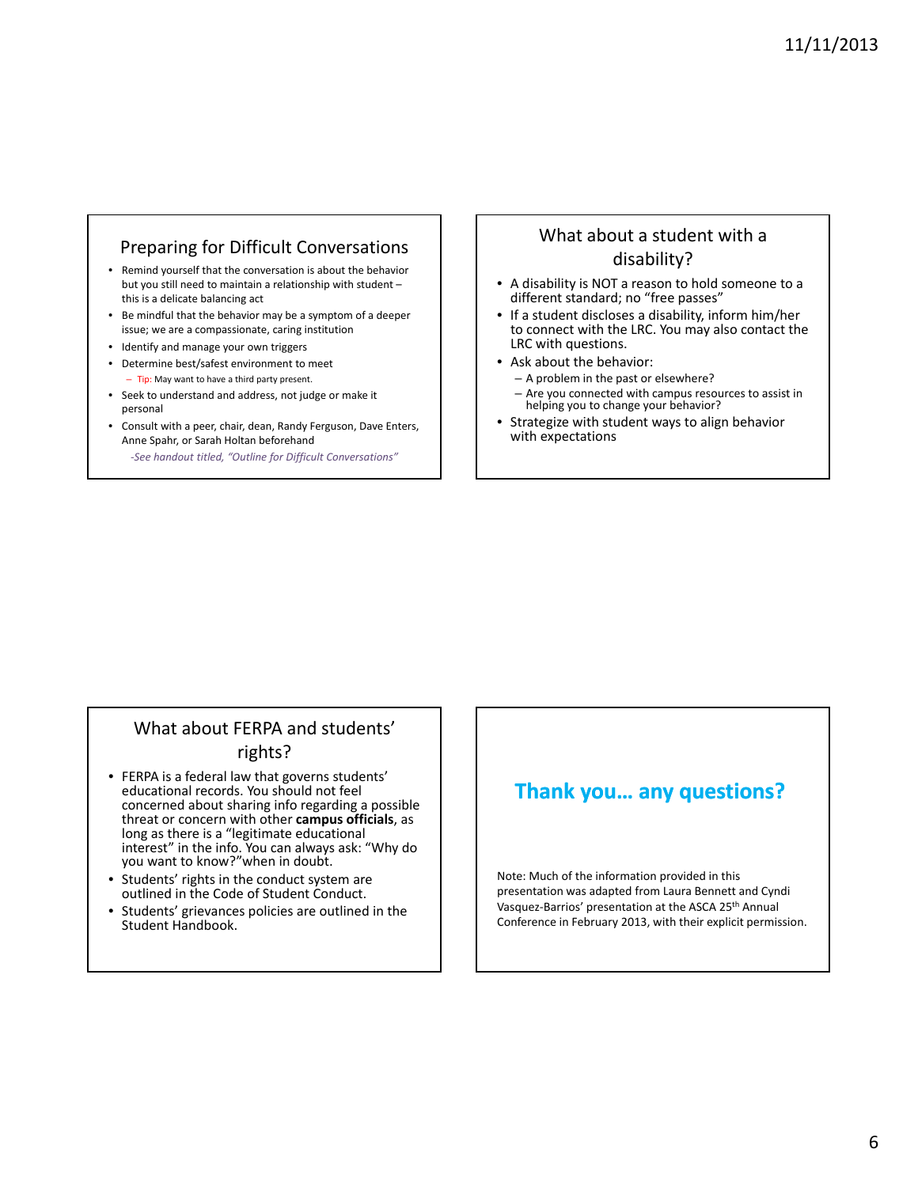## Preparing for Difficult Conversations

- Remind yourself that the conversation is about the behavior but you still need to maintain a relationship with student – this is a delicate balancing act
- Be mindful that the behavior may be a symptom of a deeper issue; we are a compassionate, caring institution
- Identify and manage your own triggers
- Determine best/safest environment to meet
  - Tip: May want to have a third party present.
- Seek to understand and address, not judge or make it personal
- Consult with a peer, chair, dean, Randy Ferguson, Dave Enters, Anne Spahr, or Sarah Holtan beforehand

*-See handout titled, "Outline for Difficult Conversations"*

## What about a student with a disability?

- A disability is NOT a reason to hold someone to a different standard; no "free passes"
- If a student discloses a disability, inform him/her to connect with the LRC. You may also contact the LRC with questions.
- Ask about the behavior:
  - A problem in the past or elsewhere?
  - Are you connected with campus resources to assist in helping you to change your behavior?
- Strategize with student ways to align behavior with expectations

## What about FERPA and students' rights?

- FERPA is a federal law that governs students' educational records. You should not feel concerned about sharing info regarding a possible threat or concern with other **campus officials**, as long as there is a "legitimate educational interest" in the info. You can always ask: "Why do you want to know?"when in doubt.
- Students' rights in the conduct system are outlined in the Code of Student Conduct.
- Students' grievances policies are outlined in the Student Handbook.

## Thank you… any questions?

Note: Much of the information provided in this presentation was adapted from Laura Bennett and Cyndi Vasquez-Barrios' presentation at the ASCA 25th Annual Conference in February 2013, with their explicit permission.